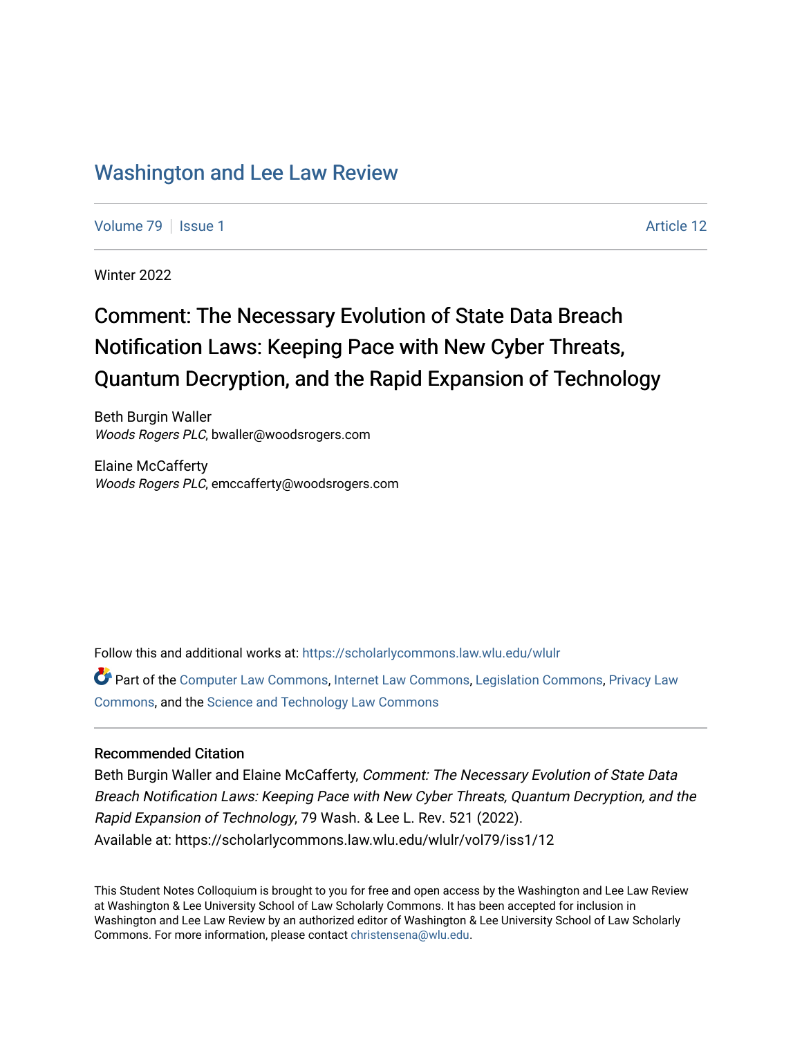# Washington and Lee Law Review

Volume 79 | Issue 1 Article 12

Winter 2022

## Comment: The Necessary Evolution of State Data Breach Notification Laws: Keeping Pace with New Cyber Threats, Quantum Decryption, and the Rapid Expansion of Technology

Beth Burgin Waller
*Woods Rogers PLC*, bwaller@woodsrogers.com

Elaine McCafferty
*Woods Rogers PLC*, emccafferty@woodsrogers.com

Follow this and additional works at: https://scholarlycommons.law.wlu.edu/wlulr

Part of the Computer Law Commons, Internet Law Commons, Legislation Commons, Privacy Law Commons, and the Science and Technology Law Commons

### Recommended Citation

Beth Burgin Waller and Elaine McCafferty, *Comment: The Necessary Evolution of State Data Breach Notification Laws: Keeping Pace with New Cyber Threats, Quantum Decryption, and the Rapid Expansion of Technology*, 79 Wash. & Lee L. Rev. 521 (2022).
Available at: https://scholarlycommons.law.wlu.edu/wlulr/vol79/iss1/12

This Student Notes Colloquium is brought to you for free and open access by the Washington and Lee Law Review at Washington & Lee University School of Law Scholarly Commons. It has been accepted for inclusion in Washington and Lee Law Review by an authorized editor of Washington & Lee University School of Law Scholarly Commons. For more information, please contact christensena@wlu.edu.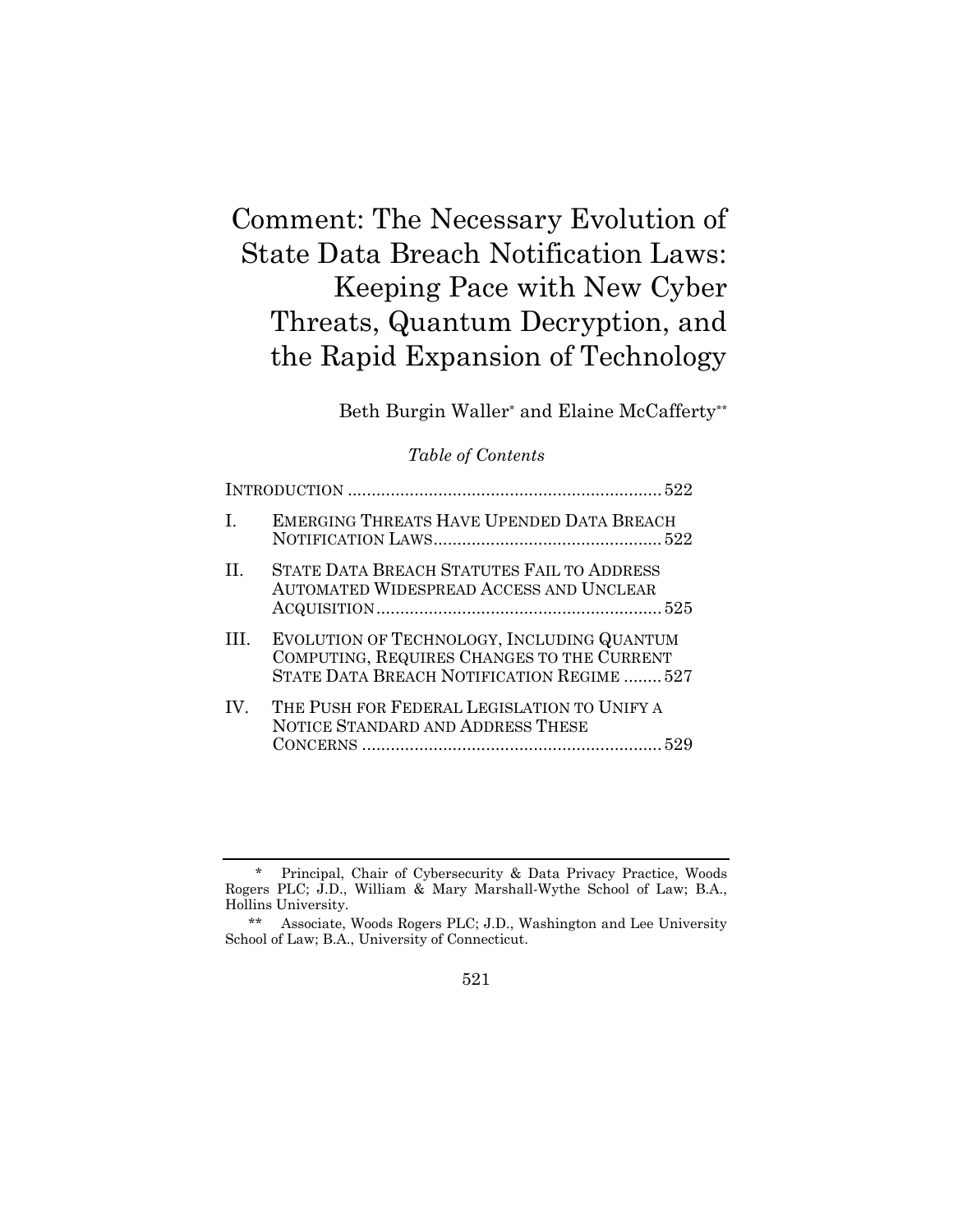# Comment: The Necessary Evolution of State Data Breach Notification Laws: Keeping Pace with New Cyber Threats, Quantum Decryption, and the Rapid Expansion of Technology

Beth Burgin Waller* and Elaine McCafferty**

*Table of Contents*

| | | |
|---|---|---|
| | INTRODUCTION | 522 |
| I. | EMERGING THREATS HAVE UPENDED DATA BREACH NOTIFICATION LAWS | 522 |
| II. | STATE DATA BREACH STATUTES FAIL TO ADDRESS AUTOMATED WIDESPREAD ACCESS AND UNCLEAR ACQUISITION | 525 |
| III. | EVOLUTION OF TECHNOLOGY, INCLUDING QUANTUM COMPUTING, REQUIRES CHANGES TO THE CURRENT STATE DATA BREACH NOTIFICATION REGIME | 527 |
| IV. | THE PUSH FOR FEDERAL LEGISLATION TO UNIFY A NOTICE STANDARD AND ADDRESS THESE CONCERNS | 529 |

---

\* Principal, Chair of Cybersecurity & Data Privacy Practice, Woods Rogers PLC; J.D., William & Mary Marshall-Wythe School of Law; B.A., Hollins University.

\** Associate, Woods Rogers PLC; J.D., Washington and Lee University School of Law; B.A., University of Connecticut.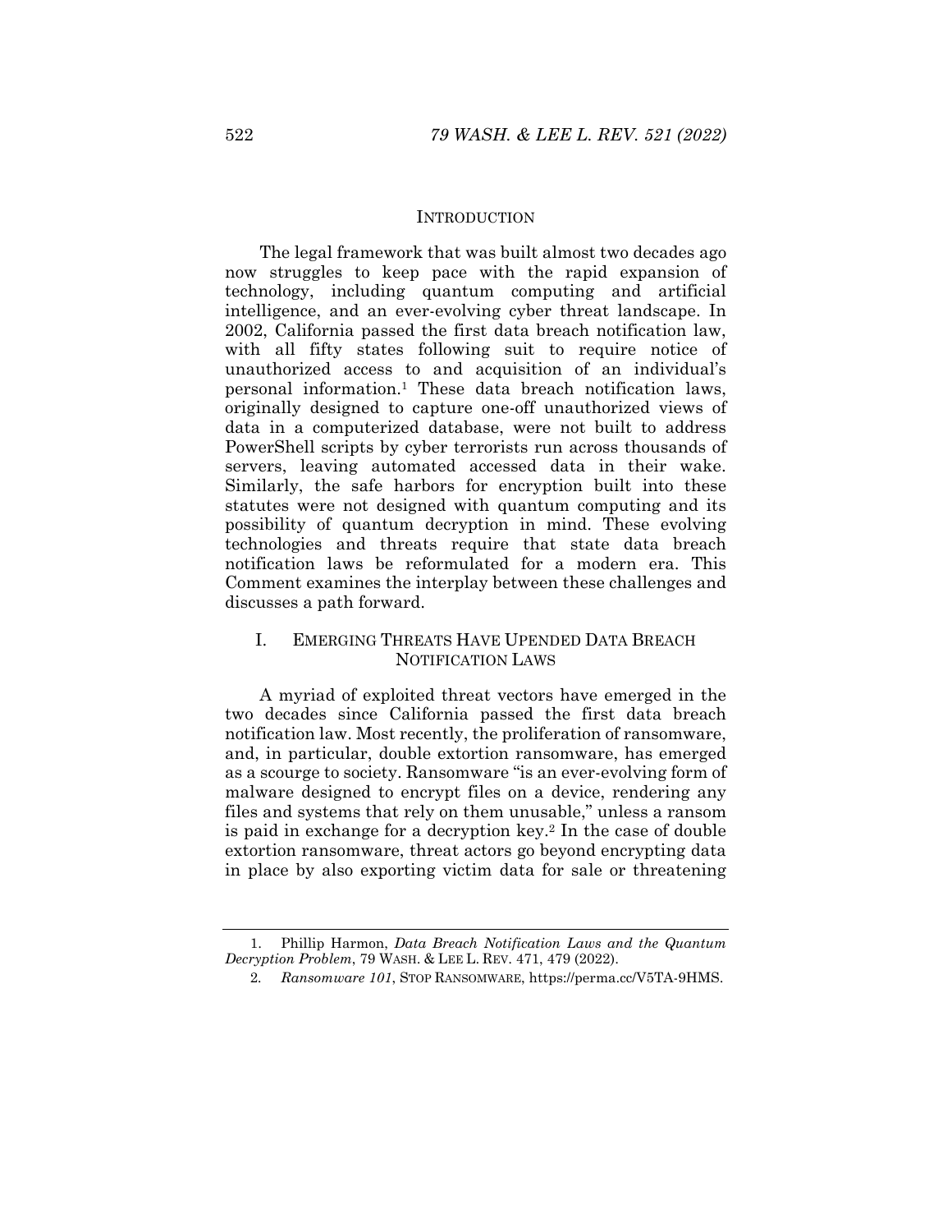## INTRODUCTION

The legal framework that was built almost two decades ago now struggles to keep pace with the rapid expansion of technology, including quantum computing and artificial intelligence, and an ever-evolving cyber threat landscape. In 2002, California passed the first data breach notification law, with all fifty states following suit to require notice of unauthorized access to and acquisition of an individual's personal information.[1] These data breach notification laws, originally designed to capture one-off unauthorized views of data in a computerized database, were not built to address PowerShell scripts by cyber terrorists run across thousands of servers, leaving automated accessed data in their wake. Similarly, the safe harbors for encryption built into these statutes were not designed with quantum computing and its possibility of quantum decryption in mind. These evolving technologies and threats require that state data breach notification laws be reformulated for a modern era. This Comment examines the interplay between these challenges and discusses a path forward.

## I. EMERGING THREATS HAVE UPENDED DATA BREACH NOTIFICATION LAWS

A myriad of exploited threat vectors have emerged in the two decades since California passed the first data breach notification law. Most recently, the proliferation of ransomware, and, in particular, double extortion ransomware, has emerged as a scourge to society. Ransomware "is an ever-evolving form of malware designed to encrypt files on a device, rendering any files and systems that rely on them unusable," unless a ransom is paid in exchange for a decryption key.[2] In the case of double extortion ransomware, threat actors go beyond encrypting data in place by also exporting victim data for sale or threatening

---

1. Phillip Harmon, *Data Breach Notification Laws and the Quantum Decryption Problem*, 79 WASH. & LEE L. REV. 471, 479 (2022).

2. *Ransomware 101*, STOP RANSOMWARE, https://perma.cc/V5TA-9HMS.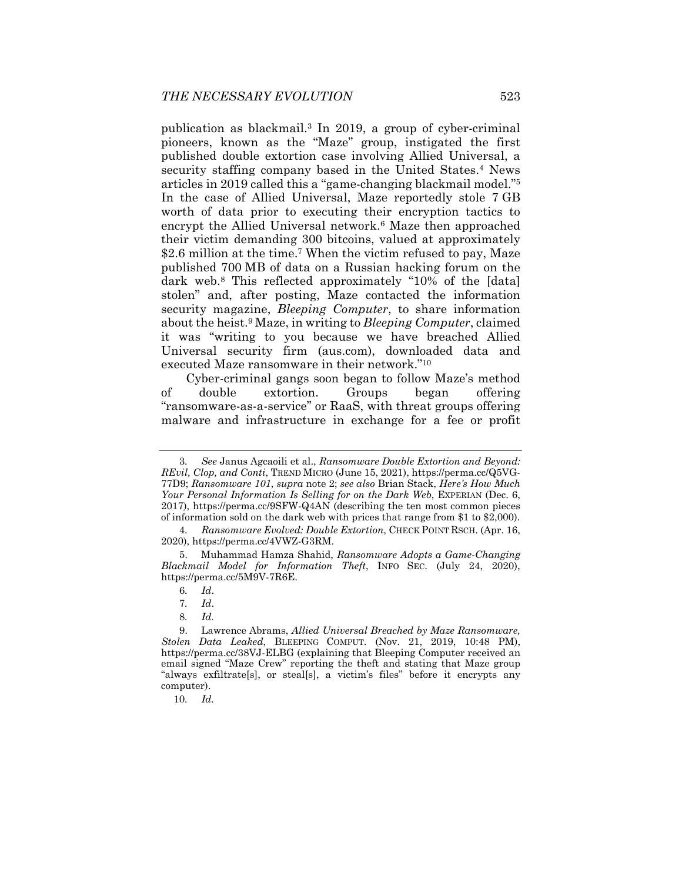publication as blackmail.[3] In 2019, a group of cyber-criminal pioneers, known as the "Maze" group, instigated the first published double extortion case involving Allied Universal, a security staffing company based in the United States.[4] News articles in 2019 called this a "game-changing blackmail model."[5] In the case of Allied Universal, Maze reportedly stole 7 GB worth of data prior to executing their encryption tactics to encrypt the Allied Universal network.[6] Maze then approached their victim demanding 300 bitcoins, valued at approximately $2.6 million at the time.[7] When the victim refused to pay, Maze published 700 MB of data on a Russian hacking forum on the dark web.[8] This reflected approximately "10% of the [data] stolen" and, after posting, Maze contacted the information security magazine, *Bleeping Computer*, to share information about the heist.[9] Maze, in writing to *Bleeping Computer*, claimed it was "writing to you because we have breached Allied Universal security firm (aus.com), downloaded data and executed Maze ransomware in their network."[10]

Cyber-criminal gangs soon began to follow Maze's method of double extortion. Groups began offering "ransomware-as-a-service" or RaaS, with threat groups offering malware and infrastructure in exchange for a fee or profit

---

3. *See* Janus Agcaoili et al., *Ransomware Double Extortion and Beyond: REvil, Clop, and Conti*, TREND MICRO (June 15, 2021), https://perma.cc/Q5VG-77D9; *Ransomware 101*, *supra* note 2; *see also* Brian Stack, *Here's How Much Your Personal Information Is Selling for on the Dark Web*, EXPERIAN (Dec. 6, 2017), https://perma.cc/9SFW-Q4AN (describing the ten most common pieces of information sold on the dark web with prices that range from $1 to $2,000).

4. *Ransomware Evolved: Double Extortion*, CHECK POINT RSCH. (Apr. 16, 2020), https://perma.cc/4VWZ-G3RM.

5. Muhammad Hamza Shahid, *Ransomware Adopts a Game-Changing Blackmail Model for Information Theft*, INFO SEC. (July 24, 2020), https://perma.cc/5M9V-7R6E.

6. *Id*.

7. *Id*.

8. *Id*.

9. Lawrence Abrams, *Allied Universal Breached by Maze Ransomware, Stolen Data Leaked*, BLEEPING COMPUT. (Nov. 21, 2019, 10:48 PM), https://perma.cc/38VJ-ELBG (explaining that Bleeping Computer received an email signed "Maze Crew" reporting the theft and stating that Maze group "always exfiltrate[s], or steal[s], a victim's files" before it encrypts any computer).

10. *Id*.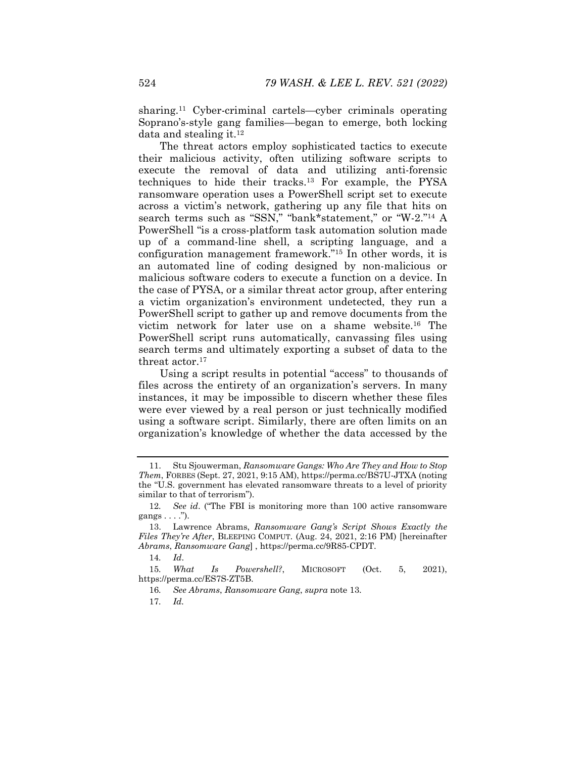sharing.[11] Cyber-criminal cartels—cyber criminals operating Soprano's-style gang families—began to emerge, both locking data and stealing it.[12]

The threat actors employ sophisticated tactics to execute their malicious activity, often utilizing software scripts to execute the removal of data and utilizing anti-forensic techniques to hide their tracks.[13] For example, the PYSA ransomware operation uses a PowerShell script set to execute across a victim's network, gathering up any file that hits on search terms such as "SSN," "bank*statement," or "W-2."[14] A PowerShell "is a cross-platform task automation solution made up of a command-line shell, a scripting language, and a configuration management framework."[15] In other words, it is an automated line of coding designed by non-malicious or malicious software coders to execute a function on a device. In the case of PYSA, or a similar threat actor group, after entering a victim organization's environment undetected, they run a PowerShell script to gather up and remove documents from the victim network for later use on a shame website.[16] The PowerShell script runs automatically, canvassing files using search terms and ultimately exporting a subset of data to the threat actor.[17]

Using a script results in potential "access" to thousands of files across the entirety of an organization's servers. In many instances, it may be impossible to discern whether these files were ever viewed by a real person or just technically modified using a software script. Similarly, there are often limits on an organization's knowledge of whether the data accessed by the

---

11. Stu Sjouwerman, *Ransomware Gangs: Who Are They and How to Stop Them*, FORBES (Sept. 27, 2021, 9:15 AM), https://perma.cc/BS7U-JTXA (noting the "U.S. government has elevated ransomware threats to a level of priority similar to that of terrorism").

12. *See id*. ("The FBI is monitoring more than 100 active ransomware gangs . . . .").

13. Lawrence Abrams, *Ransomware Gang's Script Shows Exactly the Files They're After*, BLEEPING COMPUT. (Aug. 24, 2021, 2:16 PM) [hereinafter *Abrams*, *Ransomware Gang*] , https://perma.cc/9R85-CPDT.

14. *Id*.

15. *What Is Powershell?*, MICROSOFT (Oct. 5, 2021), https://perma.cc/ES7S-ZT5B.

16. *See Abrams*, *Ransomware Gang*, *supra* note 13.

17. *Id.*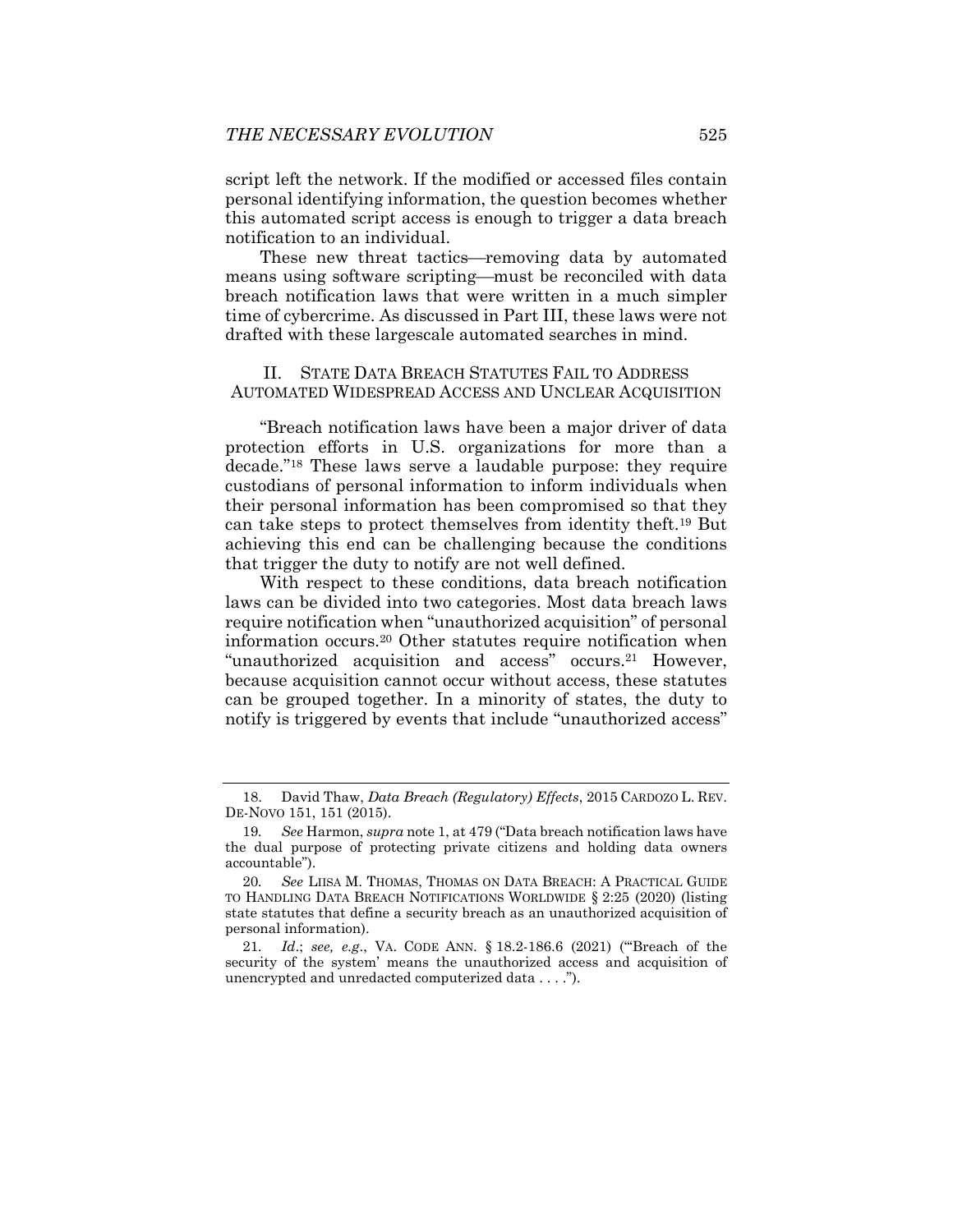script left the network. If the modified or accessed files contain personal identifying information, the question becomes whether this automated script access is enough to trigger a data breach notification to an individual.

These new threat tactics—removing data by automated means using software scripting—must be reconciled with data breach notification laws that were written in a much simpler time of cybercrime. As discussed in Part III, these laws were not drafted with these largescale automated searches in mind.

## II. State Data Breach Statutes Fail to Address Automated Widespread Access and Unclear Acquisition

"Breach notification laws have been a major driver of data protection efforts in U.S. organizations for more than a decade."[18] These laws serve a laudable purpose: they require custodians of personal information to inform individuals when their personal information has been compromised so that they can take steps to protect themselves from identity theft.[19] But achieving this end can be challenging because the conditions that trigger the duty to notify are not well defined.

With respect to these conditions, data breach notification laws can be divided into two categories. Most data breach laws require notification when "unauthorized acquisition" of personal information occurs.[20] Other statutes require notification when "unauthorized acquisition and access" occurs.[21] However, because acquisition cannot occur without access, these statutes can be grouped together. In a minority of states, the duty to notify is triggered by events that include "unauthorized access"

---

18. David Thaw, *Data Breach (Regulatory) Effects*, 2015 CARDOZO L. REV. DE-NOVO 151, 151 (2015).

19. *See* Harmon, *supra* note 1, at 479 ("Data breach notification laws have the dual purpose of protecting private citizens and holding data owners accountable").

20. *See* LIISA M. THOMAS, THOMAS ON DATA BREACH: A PRACTICAL GUIDE TO HANDLING DATA BREACH NOTIFICATIONS WORLDWIDE § 2:25 (2020) (listing state statutes that define a security breach as an unauthorized acquisition of personal information).

21. *Id.*; *see, e.g.*, VA. CODE ANN. § 18.2-186.6 (2021) ("'Breach of the security of the system' means the unauthorized access and acquisition of unencrypted and unredacted computerized data . . . .").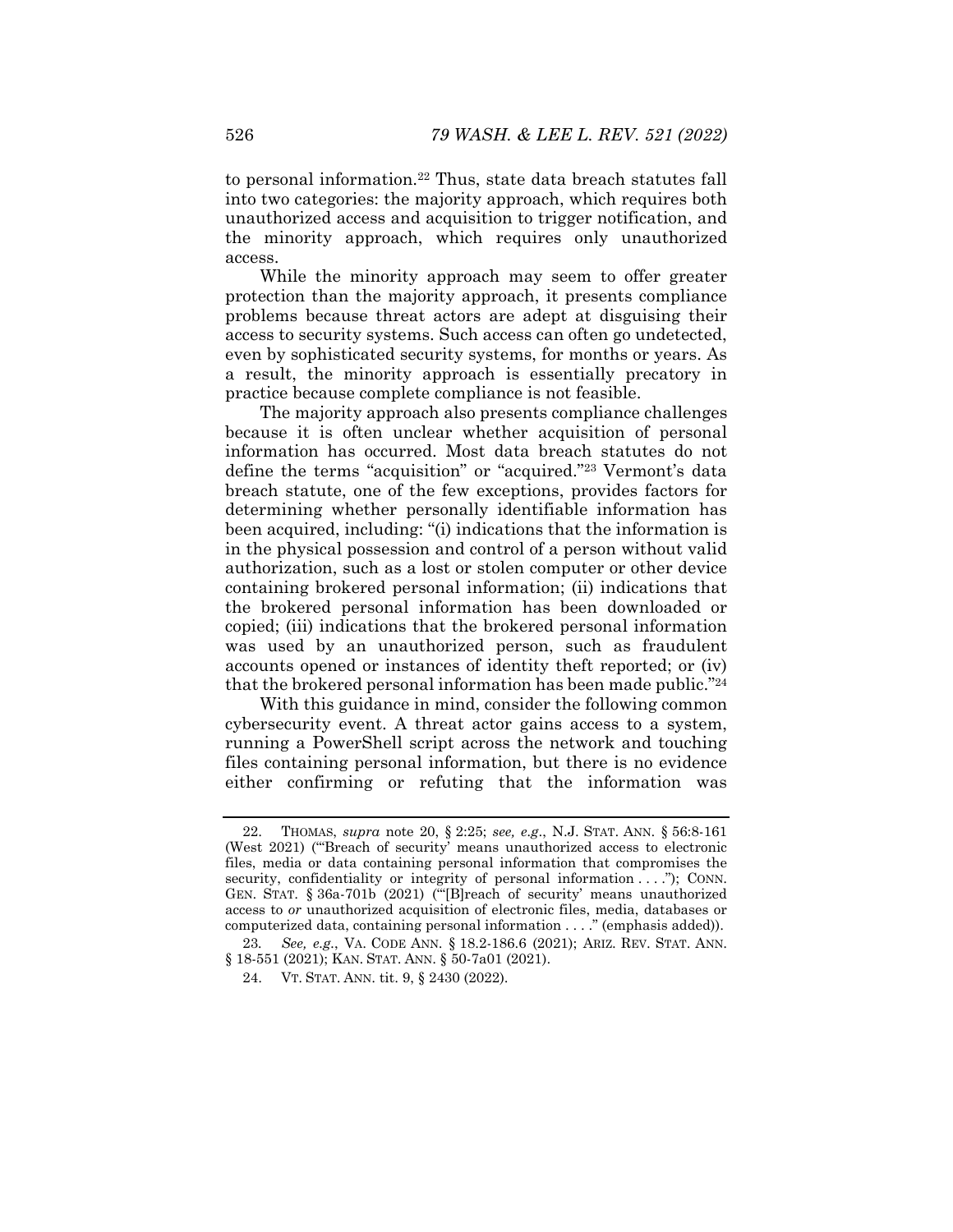to personal information.[22] Thus, state data breach statutes fall into two categories: the majority approach, which requires both unauthorized access and acquisition to trigger notification, and the minority approach, which requires only unauthorized access.

While the minority approach may seem to offer greater protection than the majority approach, it presents compliance problems because threat actors are adept at disguising their access to security systems. Such access can often go undetected, even by sophisticated security systems, for months or years. As a result, the minority approach is essentially precatory in practice because complete compliance is not feasible.

The majority approach also presents compliance challenges because it is often unclear whether acquisition of personal information has occurred. Most data breach statutes do not define the terms "acquisition" or "acquired."[23] Vermont's data breach statute, one of the few exceptions, provides factors for determining whether personally identifiable information has been acquired, including: "(i) indications that the information is in the physical possession and control of a person without valid authorization, such as a lost or stolen computer or other device containing brokered personal information; (ii) indications that the brokered personal information has been downloaded or copied; (iii) indications that the brokered personal information was used by an unauthorized person, such as fraudulent accounts opened or instances of identity theft reported; or (iv) that the brokered personal information has been made public."[24]

With this guidance in mind, consider the following common cybersecurity event. A threat actor gains access to a system, running a PowerShell script across the network and touching files containing personal information, but there is no evidence either confirming or refuting that the information was

---

22. THOMAS, *supra* note 20, § 2:25; *see, e.g.*, N.J. STAT. ANN. § 56:8-161 (West 2021) ("'Breach of security' means unauthorized access to electronic files, media or data containing personal information that compromises the security, confidentiality or integrity of personal information . . . ."); CONN. GEN. STAT. § 36a-701b (2021) ("'[B]reach of security' means unauthorized access to *or* unauthorized acquisition of electronic files, media, databases or computerized data, containing personal information . . . ." (emphasis added)).

23. *See, e.g.*, VA. CODE ANN. § 18.2-186.6 (2021); ARIZ. REV. STAT. ANN. § 18-551 (2021); KAN. STAT. ANN. § 50-7a01 (2021).

24. VT. STAT. ANN. tit. 9, § 2430 (2022).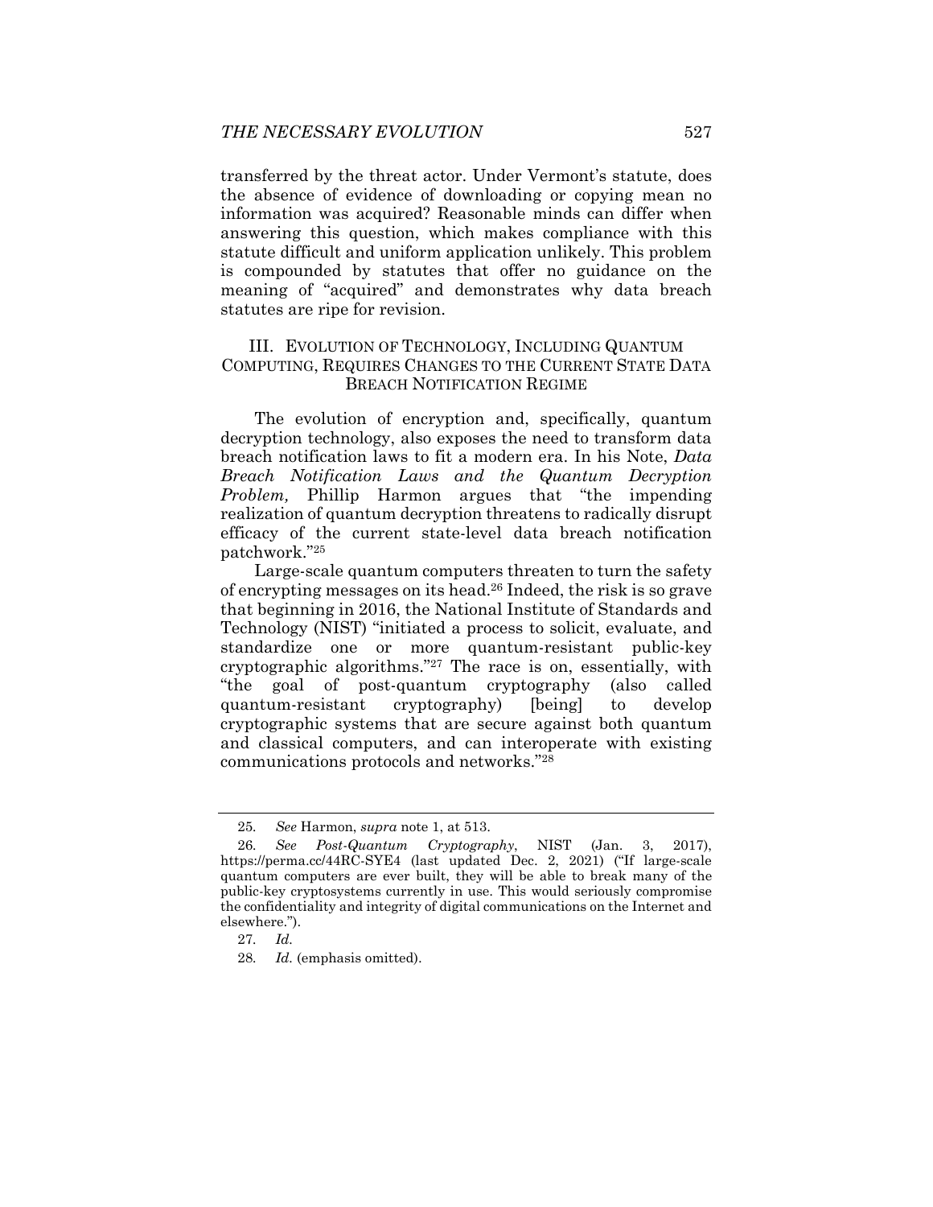transferred by the threat actor. Under Vermont's statute, does the absence of evidence of downloading or copying mean no information was acquired? Reasonable minds can differ when answering this question, which makes compliance with this statute difficult and uniform application unlikely. This problem is compounded by statutes that offer no guidance on the meaning of "acquired" and demonstrates why data breach statutes are ripe for revision.

## III. Evolution of Technology, Including Quantum Computing, Requires Changes to the Current State Data Breach Notification Regime

The evolution of encryption and, specifically, quantum decryption technology, also exposes the need to transform data breach notification laws to fit a modern era. In his Note, *Data Breach Notification Laws and the Quantum Decryption Problem,* Phillip Harmon argues that "the impending realization of quantum decryption threatens to radically disrupt efficacy of the current state-level data breach notification patchwork."[25]

Large-scale quantum computers threaten to turn the safety of encrypting messages on its head.[26] Indeed, the risk is so grave that beginning in 2016, the National Institute of Standards and Technology (NIST) "initiated a process to solicit, evaluate, and standardize one or more quantum-resistant public-key cryptographic algorithms."[27] The race is on, essentially, with "the goal of post-quantum cryptography (also called quantum-resistant cryptography) [being] to develop cryptographic systems that are secure against both quantum and classical computers, and can interoperate with existing communications protocols and networks."[28]

---

25. *See* Harmon, *supra* note 1, at 513.

26. *See Post-Quantum Cryptography*, NIST (Jan. 3, 2017), https://perma.cc/44RC-SYE4 (last updated Dec. 2, 2021) ("If large-scale quantum computers are ever built, they will be able to break many of the public-key cryptosystems currently in use. This would seriously compromise the confidentiality and integrity of digital communications on the Internet and elsewhere.").

27. *Id.*

28. *Id.* (emphasis omitted).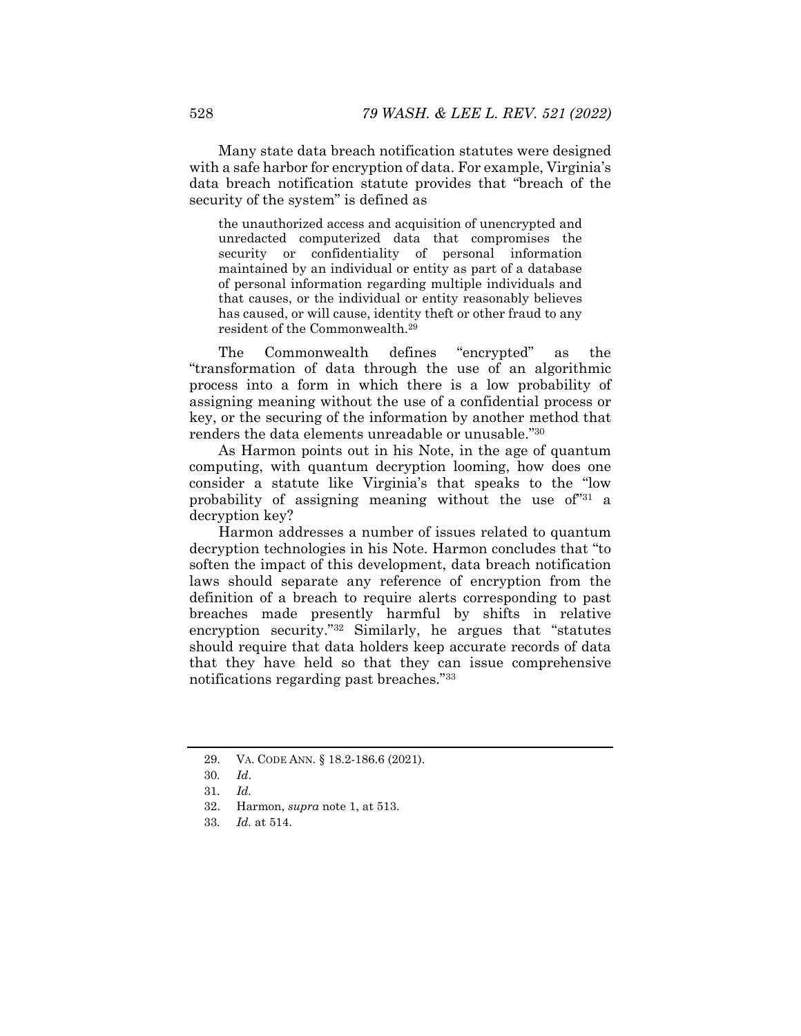Many state data breach notification statutes were designed with a safe harbor for encryption of data. For example, Virginia's data breach notification statute provides that "breach of the security of the system" is defined as

> the unauthorized access and acquisition of unencrypted and unredacted computerized data that compromises the security or confidentiality of personal information maintained by an individual or entity as part of a database of personal information regarding multiple individuals and that causes, or the individual or entity reasonably believes has caused, or will cause, identity theft or other fraud to any resident of the Commonwealth.[29]

The Commonwealth defines "encrypted" as the "transformation of data through the use of an algorithmic process into a form in which there is a low probability of assigning meaning without the use of a confidential process or key, or the securing of the information by another method that renders the data elements unreadable or unusable."[30]

As Harmon points out in his Note, in the age of quantum computing, with quantum decryption looming, how does one consider a statute like Virginia's that speaks to the "low probability of assigning meaning without the use of"[31] a decryption key?

Harmon addresses a number of issues related to quantum decryption technologies in his Note. Harmon concludes that "to soften the impact of this development, data breach notification laws should separate any reference of encryption from the definition of a breach to require alerts corresponding to past breaches made presently harmful by shifts in relative encryption security."[32] Similarly, he argues that "statutes should require that data holders keep accurate records of data that they have held so that they can issue comprehensive notifications regarding past breaches."[33]

---

29. VA. CODE ANN. § 18.2-186.6 (2021).
30. *Id*.
31. *Id.*
32. Harmon, *supra* note 1, at 513.
33. *Id.* at 514.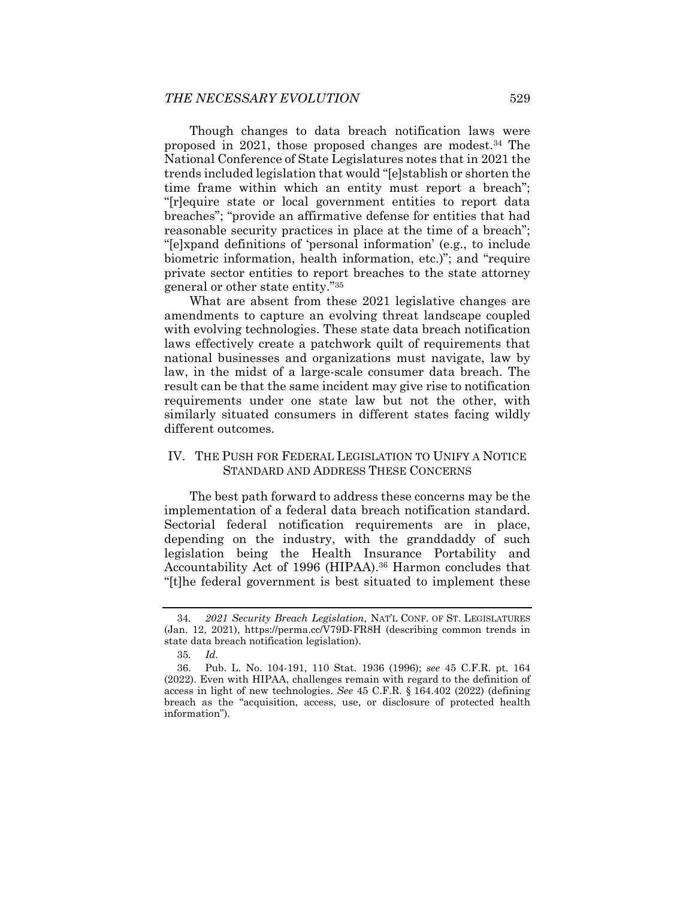Though changes to data breach notification laws were proposed in 2021, those proposed changes are modest.[34] The National Conference of State Legislatures notes that in 2021 the trends included legislation that would "[e]stablish or shorten the time frame within which an entity must report a breach"; "[r]equire state or local government entities to report data breaches"; "provide an affirmative defense for entities that had reasonable security practices in place at the time of a breach"; "[e]xpand definitions of 'personal information' (e.g., to include biometric information, health information, etc.)"; and "require private sector entities to report breaches to the state attorney general or other state entity."[35]

What are absent from these 2021 legislative changes are amendments to capture an evolving threat landscape coupled with evolving technologies. These state data breach notification laws effectively create a patchwork quilt of requirements that national businesses and organizations must navigate, law by law, in the midst of a large-scale consumer data breach. The result can be that the same incident may give rise to notification requirements under one state law but not the other, with similarly situated consumers in different states facing wildly different outcomes.

## IV. THE PUSH FOR FEDERAL LEGISLATION TO UNIFY A NOTICE STANDARD AND ADDRESS THESE CONCERNS

The best path forward to address these concerns may be the implementation of a federal data breach notification standard. Sectorial federal notification requirements are in place, depending on the industry, with the granddaddy of such legislation being the Health Insurance Portability and Accountability Act of 1996 (HIPAA).[36] Harmon concludes that "[t]he federal government is best situated to implement these

---

34. *2021 Security Breach Legislation*, NAT'L CONF. OF ST. LEGISLATURES (Jan. 12, 2021), https://perma.cc/V79D-FR8H (describing common trends in state data breach notification legislation).

35. *Id.*

36. Pub. L. No. 104-191, 110 Stat. 1936 (1996); *see* 45 C.F.R. pt. 164 (2022). Even with HIPAA, challenges remain with regard to the definition of access in light of new technologies. *See* 45 C.F.R. § 164.402 (2022) (defining breach as the "acquisition, access, use, or disclosure of protected health information").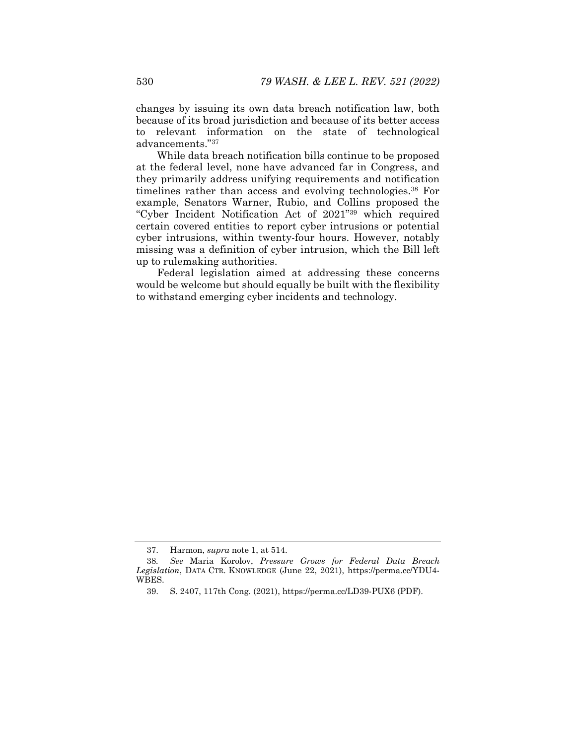changes by issuing its own data breach notification law, both because of its broad jurisdiction and because of its better access to relevant information on the state of technological advancements."[37]

While data breach notification bills continue to be proposed at the federal level, none have advanced far in Congress, and they primarily address unifying requirements and notification timelines rather than access and evolving technologies.[38] For example, Senators Warner, Rubio, and Collins proposed the "Cyber Incident Notification Act of 2021"[39] which required certain covered entities to report cyber intrusions or potential cyber intrusions, within twenty-four hours. However, notably missing was a definition of cyber intrusion, which the Bill left up to rulemaking authorities.

Federal legislation aimed at addressing these concerns would be welcome but should equally be built with the flexibility to withstand emerging cyber incidents and technology.

---

37. Harmon, *supra* note 1, at 514.

38. *See* Maria Korolov, *Pressure Grows for Federal Data Breach Legislation*, DATA CTR. KNOWLEDGE (June 22, 2021), https://perma.cc/YDU4-WBES.

39. S. 2407, 117th Cong. (2021), https://perma.cc/LD39-PUX6 (PDF).